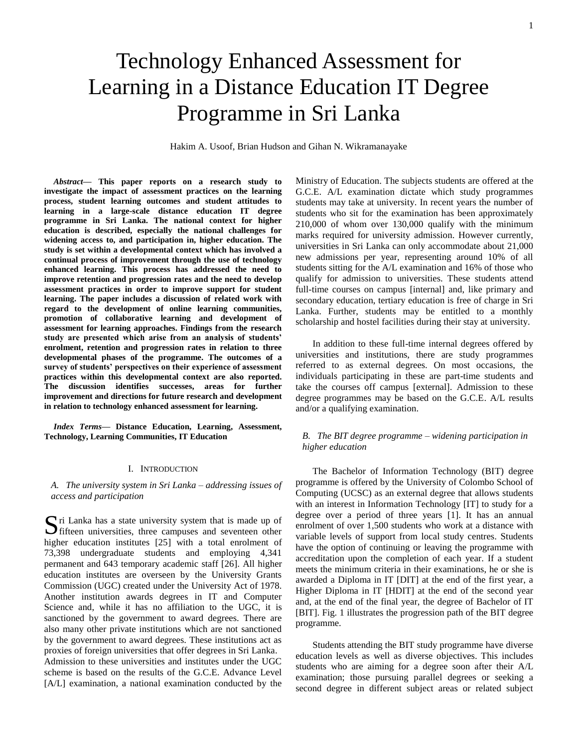# Technology Enhanced Assessment for Learning in a Distance Education IT Degree Programme in Sri Lanka

Hakim A. Usoof, Brian Hudson and Gihan N. Wikramanayake

***Abstract*— This paper reports on a research study to investigate the impact of assessment practices on the learning process, student learning outcomes and student attitudes to learning in a large-scale distance education IT degree programme in Sri Lanka. The national context for higher education is described, especially the national challenges for widening access to, and participation in, higher education. The study is set within a developmental context which has involved a continual process of improvement through the use of technology enhanced learning. This process has addressed the need to improve retention and progression rates and the need to develop assessment practices in order to improve support for student learning. The paper includes a discussion of related work with regard to the development of online learning communities, promotion of collaborative learning and development of assessment for learning approaches. Findings from the research study are presented which arise from an analysis of students' enrolment, retention and progression rates in relation to three developmental phases of the programme. The outcomes of a survey of students' perspectives on their experience of assessment practices within this developmental context are also reported. The discussion identifies successes, areas for further improvement and directions for future research and development in relation to technology enhanced assessment for learning.**

***Index Terms*— Distance Education, Learning, Assessment, Technology, Learning Communities, IT Education**

## I. Introduction

### *A. The university system in Sri Lanka – addressing issues of access and participation*

Sri Lanka has a state university system that is made up of fifteen universities, three campuses and seventeen other higher education institutes [25] with a total enrolment of 73,398 undergraduate students and employing 4,341 permanent and 643 temporary academic staff [26]. All higher education institutes are overseen by the University Grants Commission (UGC) created under the University Act of 1978. Another institution awards degrees in IT and Computer Science and, while it has no affiliation to the UGC, it is sanctioned by the government to award degrees. There are also many other private institutions which are not sanctioned by the government to award degrees. These institutions act as proxies of foreign universities that offer degrees in Sri Lanka.

Admission to these universities and institutes under the UGC scheme is based on the results of the G.C.E. Advance Level [A/L] examination, a national examination conducted by the Ministry of Education. The subjects students are offered at the G.C.E. A/L examination dictate which study programmes students may take at university. In recent years the number of students who sit for the examination has been approximately 210,000 of whom over 130,000 qualify with the minimum marks required for university admission. However currently, universities in Sri Lanka can only accommodate about 21,000 new admissions per year, representing around 10% of all students sitting for the A/L examination and 16% of those who qualify for admission to universities. These students attend full-time courses on campus [internal] and, like primary and secondary education, tertiary education is free of charge in Sri Lanka. Further, students may be entitled to a monthly scholarship and hostel facilities during their stay at university.

In addition to these full-time internal degrees offered by universities and institutions, there are study programmes referred to as external degrees. On most occasions, the individuals participating in these are part-time students and take the courses off campus [external]. Admission to these degree programmes may be based on the G.C.E. A/L results and/or a qualifying examination.

### *B. The BIT degree programme – widening participation in higher education*

The Bachelor of Information Technology (BIT) degree programme is offered by the University of Colombo School of Computing (UCSC) as an external degree that allows students with an interest in Information Technology [IT] to study for a degree over a period of three years [1]. It has an annual enrolment of over 1,500 students who work at a distance with variable levels of support from local study centres. Students have the option of continuing or leaving the programme with accreditation upon the completion of each year. If a student meets the minimum criteria in their examinations, he or she is awarded a Diploma in IT [DIT] at the end of the first year, a Higher Diploma in IT [HDIT] at the end of the second year and, at the end of the final year, the degree of Bachelor of IT [BIT]. Fig. 1 illustrates the progression path of the BIT degree programme.

Students attending the BIT study programme have diverse education levels as well as diverse objectives. This includes students who are aiming for a degree soon after their A/L examination; those pursuing parallel degrees or seeking a second degree in different subject areas or related subject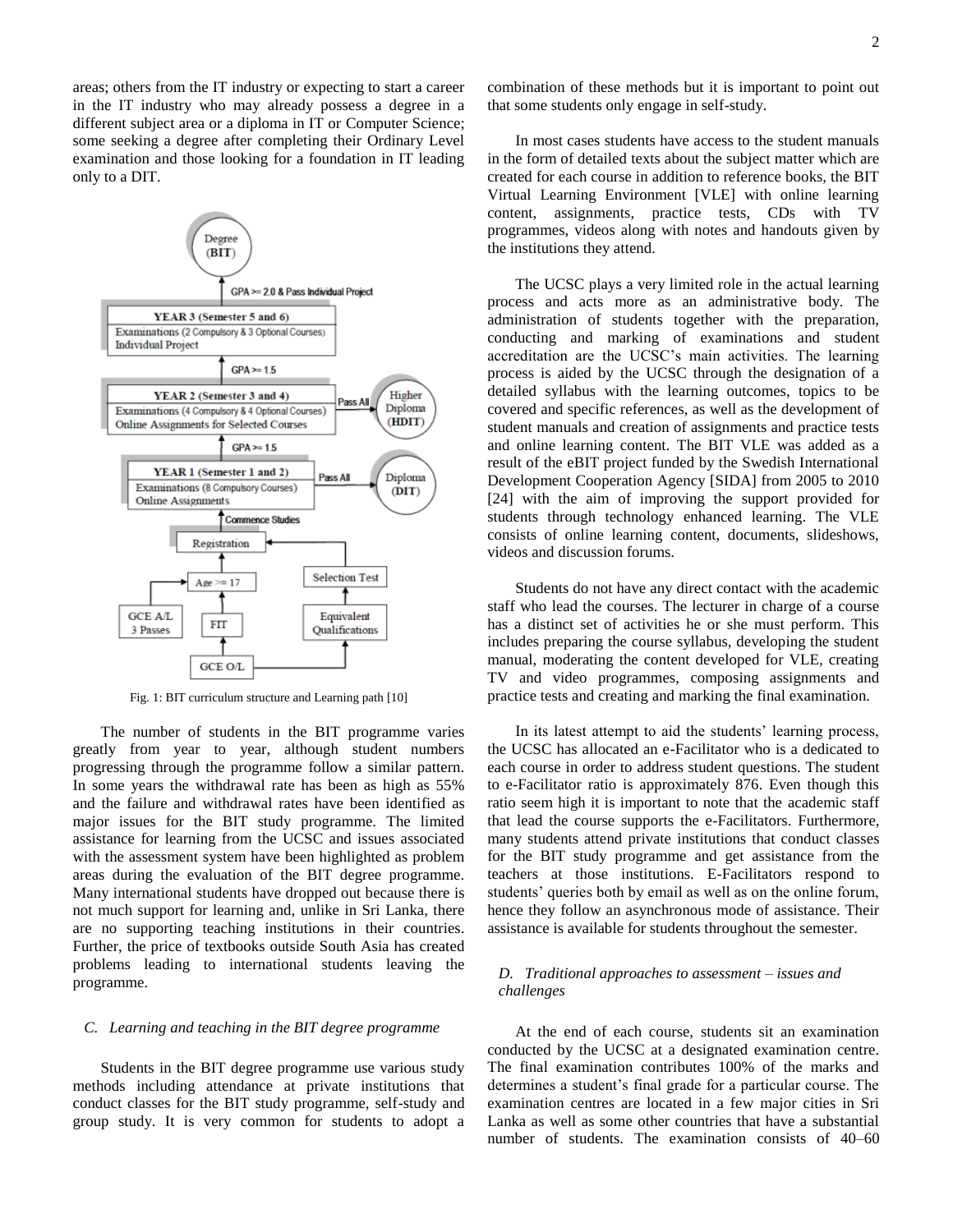areas; others from the IT industry or expecting to start a career in the IT industry who may already possess a degree in a different subject area or a diploma in IT or Computer Science; some seeking a degree after completing their Ordinary Level examination and those looking for a foundation in IT leading only to a DIT.

Fig. 1: BIT curriculum structure and Learning path [10]

The number of students in the BIT programme varies greatly from year to year, although student numbers progressing through the programme follow a similar pattern. In some years the withdrawal rate has been as high as 55% and the failure and withdrawal rates have been identified as major issues for the BIT study programme. The limited assistance for learning from the UCSC and issues associated with the assessment system have been highlighted as problem areas during the evaluation of the BIT degree programme. Many international students have dropped out because there is not much support for learning and, unlike in Sri Lanka, there are no supporting teaching institutions in their countries. Further, the price of textbooks outside South Asia has created problems leading to international students leaving the programme.

### C. *Learning and teaching in the BIT degree programme*

Students in the BIT degree programme use various study methods including attendance at private institutions that conduct classes for the BIT study programme, self-study and group study. It is very common for students to adopt a combination of these methods but it is important to point out that some students only engage in self-study.

In most cases students have access to the student manuals in the form of detailed texts about the subject matter which are created for each course in addition to reference books, the BIT Virtual Learning Environment [VLE] with online learning content, assignments, practice tests, CDs with TV programmes, videos along with notes and handouts given by the institutions they attend.

The UCSC plays a very limited role in the actual learning process and acts more as an administrative body. The administration of students together with the preparation, conducting and marking of examinations and student accreditation are the UCSC's main activities. The learning process is aided by the UCSC through the designation of a detailed syllabus with the learning outcomes, topics to be covered and specific references, as well as the development of student manuals and creation of assignments and practice tests and online learning content. The BIT VLE was added as a result of the eBIT project funded by the Swedish International Development Cooperation Agency [SIDA] from 2005 to 2010 [24] with the aim of improving the support provided for students through technology enhanced learning. The VLE consists of online learning content, documents, slideshows, videos and discussion forums.

Students do not have any direct contact with the academic staff who lead the courses. The lecturer in charge of a course has a distinct set of activities he or she must perform. This includes preparing the course syllabus, developing the student manual, moderating the content developed for VLE, creating TV and video programmes, composing assignments and practice tests and creating and marking the final examination.

In its latest attempt to aid the students' learning process, the UCSC has allocated an e-Facilitator who is a dedicated to each course in order to address student questions. The student to e-Facilitator ratio is approximately 876. Even though this ratio seem high it is important to note that the academic staff that lead the course supports the e-Facilitators. Furthermore, many students attend private institutions that conduct classes for the BIT study programme and get assistance from the teachers at those institutions. E-Facilitators respond to students' queries both by email as well as on the online forum, hence they follow an asynchronous mode of assistance. Their assistance is available for students throughout the semester.

### D. *Traditional approaches to assessment – issues and challenges*

At the end of each course, students sit an examination conducted by the UCSC at a designated examination centre. The final examination contributes 100% of the marks and determines a student's final grade for a particular course. The examination centres are located in a few major cities in Sri Lanka as well as some other countries that have a substantial number of students. The examination consists of 40–60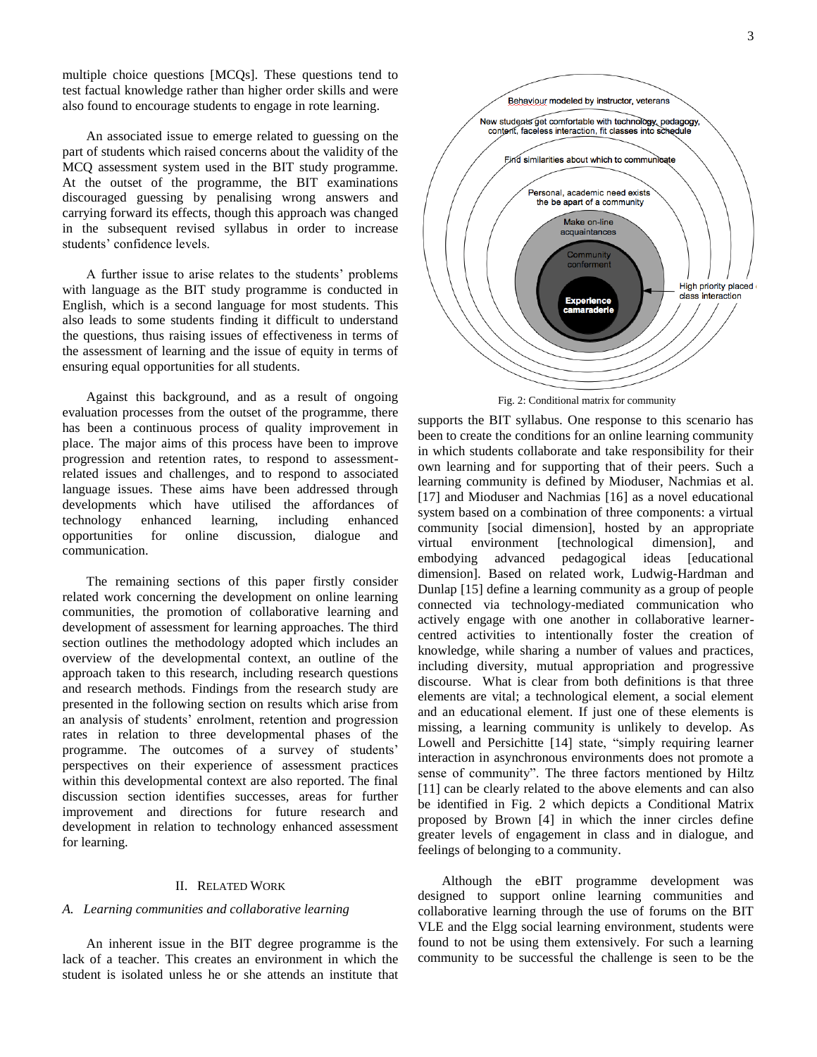multiple choice questions [MCQs]. These questions tend to test factual knowledge rather than higher order skills and were also found to encourage students to engage in rote learning.

An associated issue to emerge related to guessing on the part of students which raised concerns about the validity of the MCQ assessment system used in the BIT study programme. At the outset of the programme, the BIT examinations discouraged guessing by penalising wrong answers and carrying forward its effects, though this approach was changed in the subsequent revised syllabus in order to increase students' confidence levels.

A further issue to arise relates to the students' problems with language as the BIT study programme is conducted in English, which is a second language for most students. This also leads to some students finding it difficult to understand the questions, thus raising issues of effectiveness in terms of the assessment of learning and the issue of equity in terms of ensuring equal opportunities for all students.

Against this background, and as a result of ongoing evaluation processes from the outset of the programme, there has been a continuous process of quality improvement in place. The major aims of this process have been to improve progression and retention rates, to respond to assessment-related issues and challenges, and to respond to associated language issues. These aims have been addressed through developments which have utilised the affordances of technology enhanced learning, including enhanced opportunities for online discussion, dialogue and communication.

The remaining sections of this paper firstly consider related work concerning the development on online learning communities, the promotion of collaborative learning and development of assessment for learning approaches. The third section outlines the methodology adopted which includes an overview of the developmental context, an outline of the approach taken to this research, including research questions and research methods. Findings from the research study are presented in the following section on results which arise from an analysis of students' enrolment, retention and progression rates in relation to three developmental phases of the programme. The outcomes of a survey of students' perspectives on their experience of assessment practices within this developmental context are also reported. The final discussion section identifies successes, areas for further improvement and directions for future research and development in relation to technology enhanced assessment for learning.

## II. Related Work

### A. Learning communities and collaborative learning

An inherent issue in the BIT degree programme is the lack of a teacher. This creates an environment in which the student is isolated unless he or she attends an institute that supports the BIT syllabus. One response to this scenario has been to create the conditions for an online learning community in which students collaborate and take responsibility for their own learning and for supporting that of their peers. Such a learning community is defined by Mioduser, Nachmias et al. [17] and Mioduser and Nachmias [16] as a novel educational system based on a combination of three components: a virtual community [social dimension], hosted by an appropriate virtual environment [technological dimension], and embodying advanced pedagogical ideas [educational dimension]. Based on related work, Ludwig-Hardman and Dunlap [15] define a learning community as a group of people connected via technology-mediated communication who actively engage with one another in collaborative learner-centred activities to intentionally foster the creation of knowledge, while sharing a number of values and practices, including diversity, mutual appropriation and progressive discourse. What is clear from both definitions is that three elements are vital; a technological element, a social element and an educational element. If just one of these elements is missing, a learning community is unlikely to develop. As Lowell and Persichitte [14] state, "simply requiring learner interaction in asynchronous environments does not promote a sense of community". The three factors mentioned by Hiltz [11] can be clearly related to the above elements and can also be identified in Fig. 2 which depicts a Conditional Matrix proposed by Brown [4] in which the inner circles define greater levels of engagement in class and in dialogue, and feelings of belonging to a community.

Fig. 2: Conditional matrix for community

Although the eBIT programme development was designed to support online learning communities and collaborative learning through the use of forums on the BIT VLE and the Elgg social learning environment, students were found to not be using them extensively. For such a learning community to be successful the challenge is seen to be the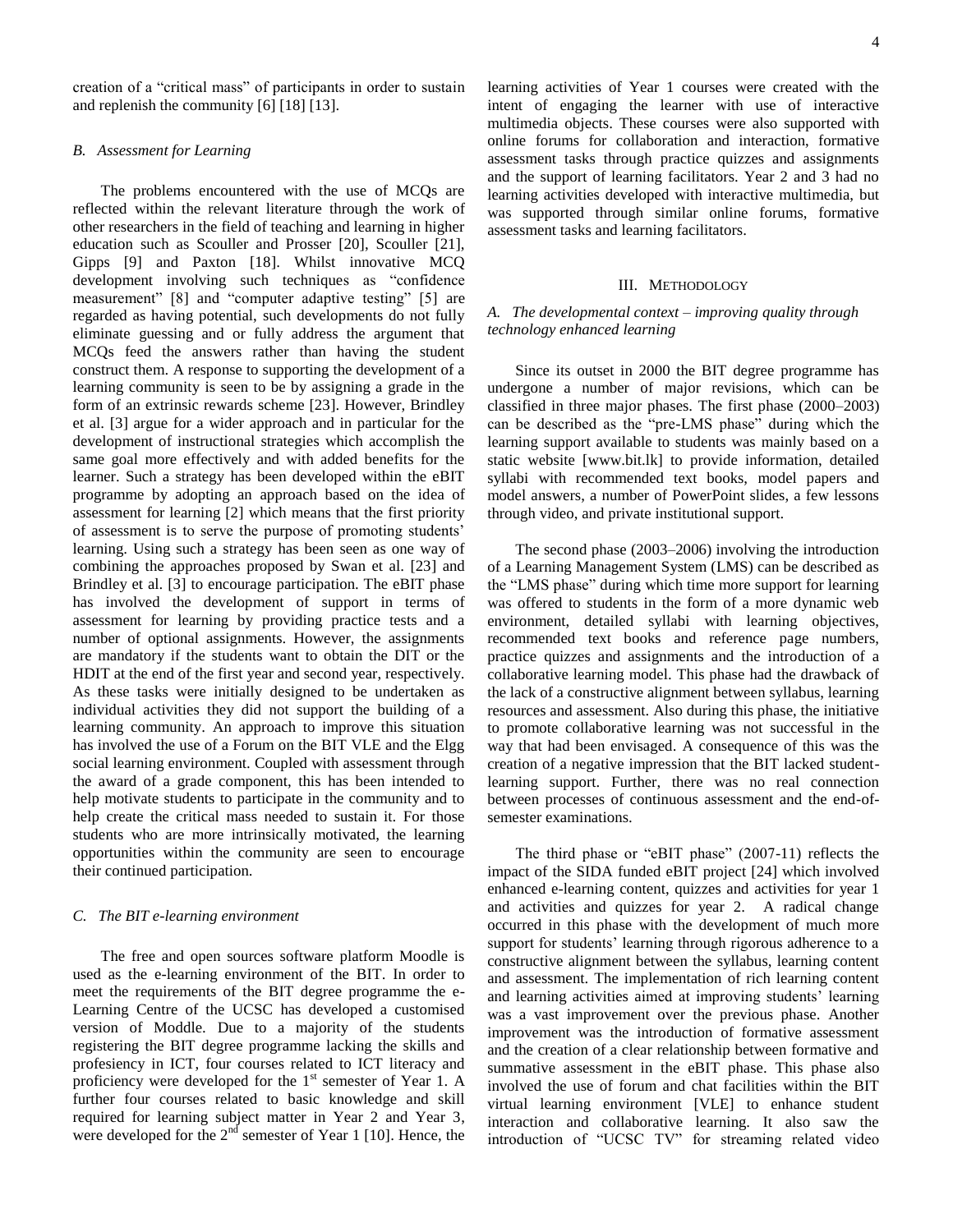creation of a "critical mass" of participants in order to sustain and replenish the community [6] [18] [13].

### B. Assessment for Learning

The problems encountered with the use of MCQs are reflected within the relevant literature through the work of other researchers in the field of teaching and learning in higher education such as Scouller and Prosser [20], Scouller [21], Gipps [9] and Paxton [18]. Whilst innovative MCQ development involving such techniques as "confidence measurement" [8] and "computer adaptive testing" [5] are regarded as having potential, such developments do not fully eliminate guessing and or fully address the argument that MCQs feed the answers rather than having the student construct them. A response to supporting the development of a learning community is seen to be by assigning a grade in the form of an extrinsic rewards scheme [23]. However, Brindley et al. [3] argue for a wider approach and in particular for the development of instructional strategies which accomplish the same goal more effectively and with added benefits for the learner. Such a strategy has been developed within the eBIT programme by adopting an approach based on the idea of assessment for learning [2] which means that the first priority of assessment is to serve the purpose of promoting students' learning. Using such a strategy has been seen as one way of combining the approaches proposed by Swan et al. [23] and Brindley et al. [3] to encourage participation. The eBIT phase has involved the development of support in terms of assessment for learning by providing practice tests and a number of optional assignments. However, the assignments are mandatory if the students want to obtain the DIT or the HDIT at the end of the first year and second year, respectively. As these tasks were initially designed to be undertaken as individual activities they did not support the building of a learning community. An approach to improve this situation has involved the use of a Forum on the BIT VLE and the Elgg social learning environment. Coupled with assessment through the award of a grade component, this has been intended to help motivate students to participate in the community and to help create the critical mass needed to sustain it. For those students who are more intrinsically motivated, the learning opportunities within the community are seen to encourage their continued participation.

### C. The BIT e-learning environment

The free and open sources software platform Moodle is used as the e-learning environment of the BIT. In order to meet the requirements of the BIT degree programme the e-Learning Centre of the UCSC has developed a customised version of Moddle. Due to a majority of the students registering the BIT degree programme lacking the skills and profesiency in ICT, four courses related to ICT literacy and proficiency were developed for the 1st semester of Year 1. A further four courses related to basic knowledge and skill required for learning subject matter in Year 2 and Year 3, were developed for the 2nd semester of Year 1 [10]. Hence, the learning activities of Year 1 courses were created with the intent of engaging the learner with use of interactive multimedia objects. These courses were also supported with online forums for collaboration and interaction, formative assessment tasks through practice quizzes and assignments and the support of learning facilitators. Year 2 and 3 had no learning activities developed with interactive multimedia, but was supported through similar online forums, formative assessment tasks and learning facilitators.

## III. Methodology

### A. The developmental context – improving quality through technology enhanced learning

Since its outset in 2000 the BIT degree programme has undergone a number of major revisions, which can be classified in three major phases. The first phase (2000–2003) can be described as the "pre-LMS phase" during which the learning support available to students was mainly based on a static website [www.bit.lk] to provide information, detailed syllabi with recommended text books, model papers and model answers, a number of PowerPoint slides, a few lessons through video, and private institutional support.

The second phase (2003–2006) involving the introduction of a Learning Management System (LMS) can be described as the "LMS phase" during which time more support for learning was offered to students in the form of a more dynamic web environment, detailed syllabi with learning objectives, recommended text books and reference page numbers, practice quizzes and assignments and the introduction of a collaborative learning model. This phase had the drawback of the lack of a constructive alignment between syllabus, learning resources and assessment. Also during this phase, the initiative to promote collaborative learning was not successful in the way that had been envisaged. A consequence of this was the creation of a negative impression that the BIT lacked student-learning support. Further, there was no real connection between processes of continuous assessment and the end-of-semester examinations.

The third phase or "eBIT phase" (2007-11) reflects the impact of the SIDA funded eBIT project [24] which involved enhanced e-learning content, quizzes and activities for year 1 and activities and quizzes for year 2. A radical change occurred in this phase with the development of much more support for students' learning through rigorous adherence to a constructive alignment between the syllabus, learning content and assessment. The implementation of rich learning content and learning activities aimed at improving students' learning was a vast improvement over the previous phase. Another improvement was the introduction of formative assessment and the creation of a clear relationship between formative and summative assessment in the eBIT phase. This phase also involved the use of forum and chat facilities within the BIT virtual learning environment [VLE] to enhance student interaction and collaborative learning. It also saw the introduction of "UCSC TV" for streaming related video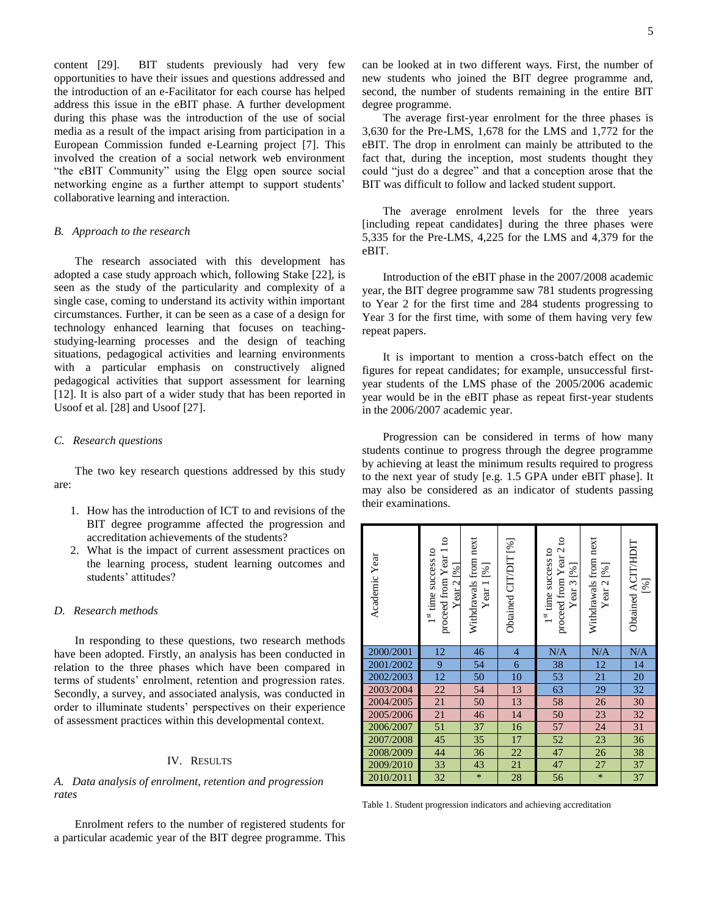content [29]. BIT students previously had very few opportunities to have their issues and questions addressed and the introduction of an e-Facilitator for each course has helped address this issue in the eBIT phase. A further development during this phase was the introduction of the use of social media as a result of the impact arising from participation in a European Commission funded e-Learning project [7]. This involved the creation of a social network web environment "the eBIT Community" using the Elgg open source social networking engine as a further attempt to support students' collaborative learning and interaction.

### B. *Approach to the research*

The research associated with this development has adopted a case study approach which, following Stake [22], is seen as the study of the particularity and complexity of a single case, coming to understand its activity within important circumstances. Further, it can be seen as a case of a design for technology enhanced learning that focuses on teaching-studying-learning processes and the design of teaching situations, pedagogical activities and learning environments with a particular emphasis on constructively aligned pedagogical activities that support assessment for learning [12]. It is also part of a wider study that has been reported in Usoof et al. [28] and Usoof [27].

### C. *Research questions*

The two key research questions addressed by this study are:

1. How has the introduction of ICT to and revisions of the BIT degree programme affected the progression and accreditation achievements of the students?
2. What is the impact of current assessment practices on the learning process, student learning outcomes and students' attitudes?

### D. *Research methods*

In responding to these questions, two research methods have been adopted. Firstly, an analysis has been conducted in relation to the three phases which have been compared in terms of students' enrolment, retention and progression rates. Secondly, a survey, and associated analysis, was conducted in order to illuminate students' perspectives on their experience of assessment practices within this developmental context.

## IV. RESULTS

### A. *Data analysis of enrolment, retention and progression rates*

Enrolment refers to the number of registered students for a particular academic year of the BIT degree programme. This can be looked at in two different ways. First, the number of new students who joined the BIT degree programme and, second, the number of students remaining in the entire BIT degree programme.

The average first-year enrolment for the three phases is 3,630 for the Pre-LMS, 1,678 for the LMS and 1,772 for the eBIT. The drop in enrolment can mainly be attributed to the fact that, during the inception, most students thought they could "just do a degree" and that a conception arose that the BIT was difficult to follow and lacked student support.

The average enrolment levels for the three years [including repeat candidates] during the three phases were 5,335 for the Pre-LMS, 4,225 for the LMS and 4,379 for the eBIT.

Introduction of the eBIT phase in the 2007/2008 academic year, the BIT degree programme saw 781 students progressing to Year 2 for the first time and 284 students progressing to Year 3 for the first time, with some of them having very few repeat papers.

It is important to mention a cross-batch effect on the figures for repeat candidates; for example, unsuccessful first-year students of the LMS phase of the 2005/2006 academic year would be in the eBIT phase as repeat first-year students in the 2006/2007 academic year.

Progression can be considered in terms of how many students continue to progress through the degree programme by achieving at least the minimum results required to progress to the next year of study [e.g. 1.5 GPA under eBIT phase]. It may also be considered as an indicator of students passing their examinations.

| Academic Year | 1st time success to proceed from Year 1 to Year 2 [%] | Withdrawals from next Year 1 [%] | Obtained CIT/DIT [%] | 1st time success to proceed from Year 2 to Year 3 [%] | Withdrawals from next Year 2 [%] | Obtained ACIT/HDIT [%] |
|---|---|---|---|---|---|---|
| 2000/2001 | 12 | 46 | 4 | N/A | N/A | N/A |
| 2001/2002 | 9 | 54 | 6 | 38 | 12 | 14 |
| 2002/2003 | 12 | 50 | 10 | 53 | 21 | 20 |
| 2003/2004 | 22 | 54 | 13 | 63 | 29 | 32 |
| 2004/2005 | 21 | 50 | 13 | 58 | 26 | 30 |
| 2005/2006 | 21 | 46 | 14 | 50 | 23 | 32 |
| 2006/2007 | 51 | 37 | 16 | 57 | 24 | 31 |
| 2007/2008 | 45 | 35 | 17 | 52 | 23 | 36 |
| 2008/2009 | 44 | 36 | 22 | 47 | 26 | 38 |
| 2009/2010 | 33 | 43 | 21 | 47 | 27 | 37 |
| 2010/2011 | 32 | * | 28 | 56 | * | 37 |

Table 1. Student progression indicators and achieving accreditation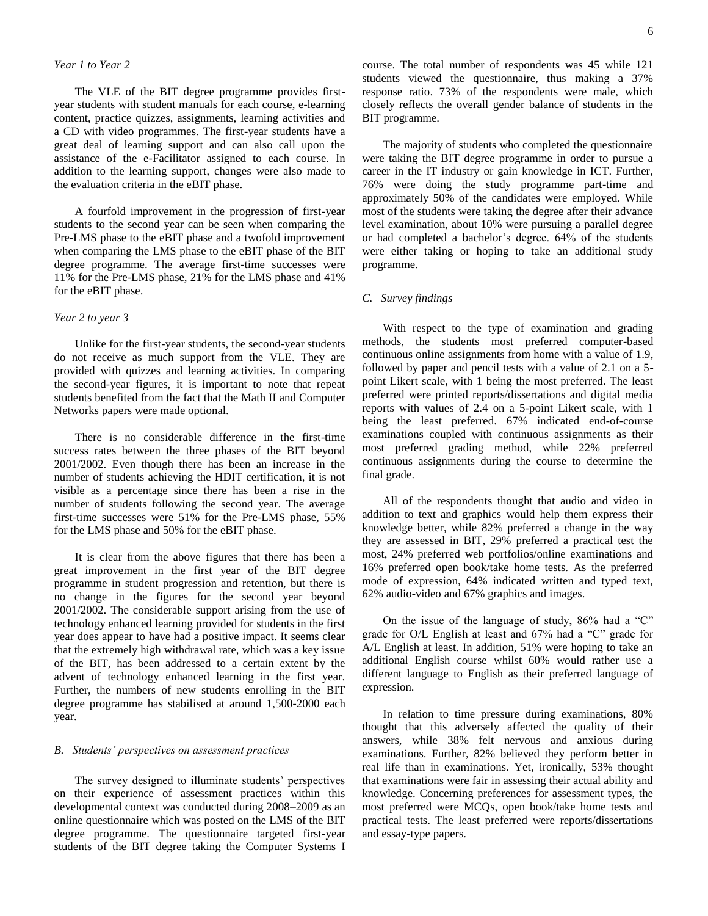*Year 1 to Year 2*

The VLE of the BIT degree programme provides first-year students with student manuals for each course, e-learning content, practice quizzes, assignments, learning activities and a CD with video programmes. The first-year students have a great deal of learning support and can also call upon the assistance of the e-Facilitator assigned to each course. In addition to the learning support, changes were also made to the evaluation criteria in the eBIT phase.

A fourfold improvement in the progression of first-year students to the second year can be seen when comparing the Pre-LMS phase to the eBIT phase and a twofold improvement when comparing the LMS phase to the eBIT phase of the BIT degree programme. The average first-time successes were 11% for the Pre-LMS phase, 21% for the LMS phase and 41% for the eBIT phase.

*Year 2 to year 3*

Unlike for the first-year students, the second-year students do not receive as much support from the VLE. They are provided with quizzes and learning activities. In comparing the second-year figures, it is important to note that repeat students benefited from the fact that the Math II and Computer Networks papers were made optional.

There is no considerable difference in the first-time success rates between the three phases of the BIT beyond 2001/2002. Even though there has been an increase in the number of students achieving the HDIT certification, it is not visible as a percentage since there has been a rise in the number of students following the second year. The average first-time successes were 51% for the Pre-LMS phase, 55% for the LMS phase and 50% for the eBIT phase.

It is clear from the above figures that there has been a great improvement in the first year of the BIT degree programme in student progression and retention, but there is no change in the figures for the second year beyond 2001/2002. The considerable support arising from the use of technology enhanced learning provided for students in the first year does appear to have had a positive impact. It seems clear that the extremely high withdrawal rate, which was a key issue of the BIT, has been addressed to a certain extent by the advent of technology enhanced learning in the first year. Further, the numbers of new students enrolling in the BIT degree programme has stabilised at around 1,500-2000 each year.

### *B. Students' perspectives on assessment practices*

The survey designed to illuminate students' perspectives on their experience of assessment practices within this developmental context was conducted during 2008–2009 as an online questionnaire which was posted on the LMS of the BIT degree programme. The questionnaire targeted first-year students of the BIT degree taking the Computer Systems I course. The total number of respondents was 45 while 121 students viewed the questionnaire, thus making a 37% response ratio. 73% of the respondents were male, which closely reflects the overall gender balance of students in the BIT programme.

The majority of students who completed the questionnaire were taking the BIT degree programme in order to pursue a career in the IT industry or gain knowledge in ICT. Further, 76% were doing the study programme part-time and approximately 50% of the candidates were employed. While most of the students were taking the degree after their advance level examination, about 10% were pursuing a parallel degree or had completed a bachelor's degree. 64% of the students were either taking or hoping to take an additional study programme.

### *C. Survey findings*

With respect to the type of examination and grading methods, the students most preferred computer-based continuous online assignments from home with a value of 1.9, followed by paper and pencil tests with a value of 2.1 on a 5-point Likert scale, with 1 being the most preferred. The least preferred were printed reports/dissertations and digital media reports with values of 2.4 on a 5-point Likert scale, with 1 being the least preferred. 67% indicated end-of-course examinations coupled with continuous assignments as their most preferred grading method, while 22% preferred continuous assignments during the course to determine the final grade.

All of the respondents thought that audio and video in addition to text and graphics would help them express their knowledge better, while 82% preferred a change in the way they are assessed in BIT, 29% preferred a practical test the most, 24% preferred web portfolios/online examinations and 16% preferred open book/take home tests. As the preferred mode of expression, 64% indicated written and typed text, 62% audio-video and 67% graphics and images.

On the issue of the language of study, 86% had a "C" grade for O/L English at least and 67% had a "C" grade for A/L English at least. In addition, 51% were hoping to take an additional English course whilst 60% would rather use a different language to English as their preferred language of expression.

In relation to time pressure during examinations, 80% thought that this adversely affected the quality of their answers, while 38% felt nervous and anxious during examinations. Further, 82% believed they perform better in real life than in examinations. Yet, ironically, 53% thought that examinations were fair in assessing their actual ability and knowledge. Concerning preferences for assessment types, the most preferred were MCQs, open book/take home tests and practical tests. The least preferred were reports/dissertations and essay-type papers.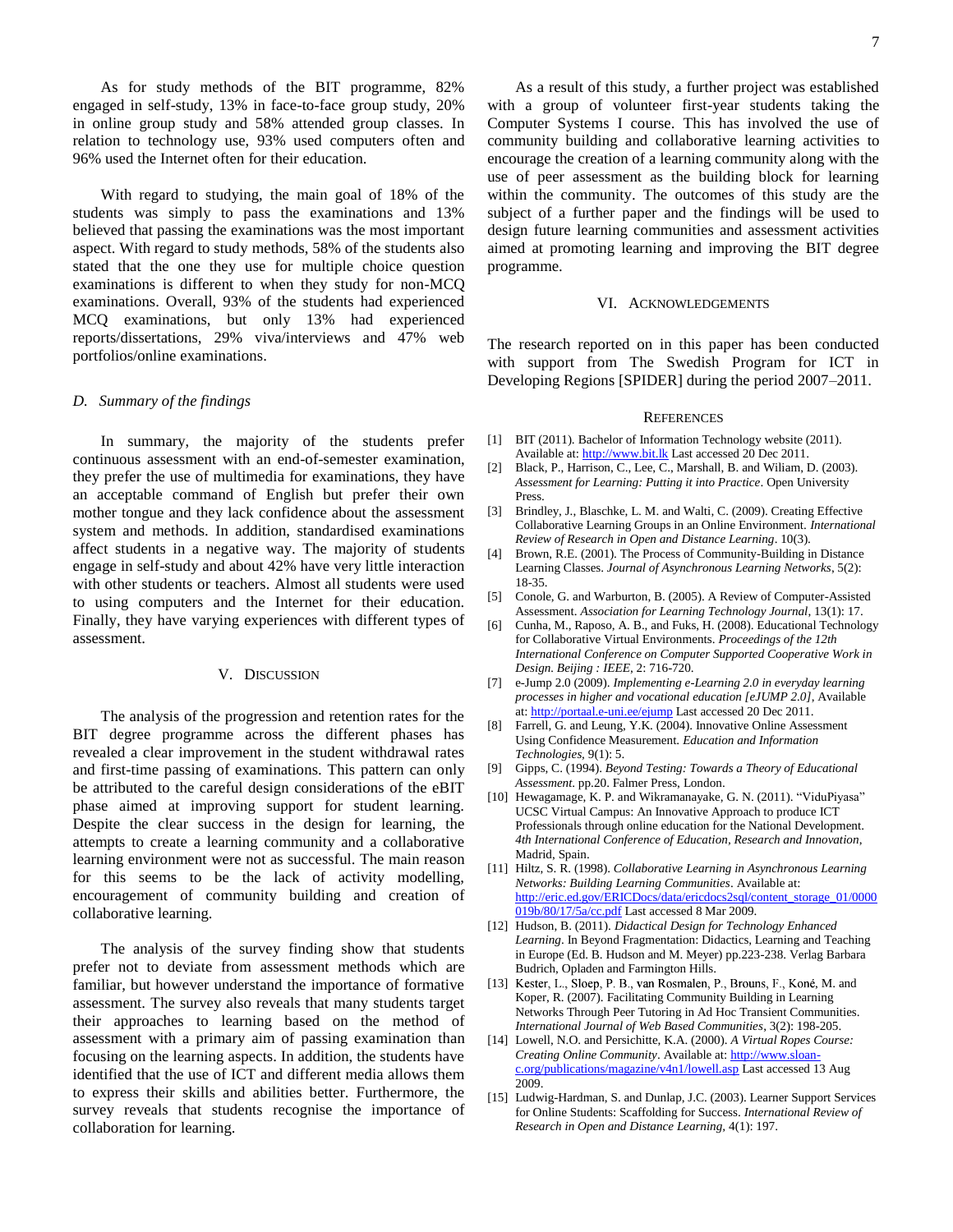As for study methods of the BIT programme, 82% engaged in self-study, 13% in face-to-face group study, 20% in online group study and 58% attended group classes. In relation to technology use, 93% used computers often and 96% used the Internet often for their education.

With regard to studying, the main goal of 18% of the students was simply to pass the examinations and 13% believed that passing the examinations was the most important aspect. With regard to study methods, 58% of the students also stated that the one they use for multiple choice question examinations is different to when they study for non-MCQ examinations. Overall, 93% of the students had experienced MCQ examinations, but only 13% had experienced reports/dissertations, 29% viva/interviews and 47% web portfolios/online examinations.

### D. Summary of the findings

In summary, the majority of the students prefer continuous assessment with an end-of-semester examination, they prefer the use of multimedia for examinations, they have an acceptable command of English but prefer their own mother tongue and they lack confidence about the assessment system and methods. In addition, standardised examinations affect students in a negative way. The majority of students engage in self-study and about 42% have very little interaction with other students or teachers. Almost all students were used to using computers and the Internet for their education. Finally, they have varying experiences with different types of assessment.

## V. Discussion

The analysis of the progression and retention rates for the BIT degree programme across the different phases has revealed a clear improvement in the student withdrawal rates and first-time passing of examinations. This pattern can only be attributed to the careful design considerations of the eBIT phase aimed at improving support for student learning. Despite the clear success in the design for learning, the attempts to create a learning community and a collaborative learning environment were not as successful. The main reason for this seems to be the lack of activity modelling, encouragement of community building and creation of collaborative learning.

The analysis of the survey finding show that students prefer not to deviate from assessment methods which are familiar, but however understand the importance of formative assessment. The survey also reveals that many students target their approaches to learning based on the method of assessment with a primary aim of passing examination than focusing on the learning aspects. In addition, the students have identified that the use of ICT and different media allows them to express their skills and abilities better. Furthermore, the survey reveals that students recognise the importance of collaboration for learning.

As a result of this study, a further project was established with a group of volunteer first-year students taking the Computer Systems I course. This has involved the use of community building and collaborative learning activities to encourage the creation of a learning community along with the use of peer assessment as the building block for learning within the community. The outcomes of this study are the subject of a further paper and the findings will be used to design future learning communities and assessment activities aimed at promoting learning and improving the BIT degree programme.

## VI. Acknowledgements

The research reported on in this paper has been conducted with support from The Swedish Program for ICT in Developing Regions [SPIDER] during the period 2007–2011.

## References

[1] BIT (2011). Bachelor of Information Technology website (2011). Available at: http://www.bit.lk Last accessed 20 Dec 2011.

[2] Black, P., Harrison, C., Lee, C., Marshall, B. and Wiliam, D. (2003). *Assessment for Learning: Putting it into Practice*. Open University Press.

[3] Brindley, J., Blaschke, L. M. and Walti, C. (2009). Creating Effective Collaborative Learning Groups in an Online Environment. *International Review of Research in Open and Distance Learning*. 10(3).

[4] Brown, R.E. (2001). The Process of Community-Building in Distance Learning Classes. *Journal of Asynchronous Learning Networks*, 5(2): 18-35.

[5] Conole, G. and Warburton, B. (2005). A Review of Computer-Assisted Assessment. *Association for Learning Technology Journal*, 13(1): 17.

[6] Cunha, M., Raposo, A. B., and Fuks, H. (2008). Educational Technology for Collaborative Virtual Environments. *Proceedings of the 12th International Conference on Computer Supported Cooperative Work in Design. Beijing : IEEE*, 2: 716-720.

[7] e-Jump 2.0 (2009). *Implementing e-Learning 2.0 in everyday learning processes in higher and vocational education [eJUMP 2.0]*, Available at: http://portaal.e-uni.ee/ejump Last accessed 20 Dec 2011.

[8] Farrell, G. and Leung, Y.K. (2004). Innovative Online Assessment Using Confidence Measurement. *Education and Information Technologies*, 9(1): 5.

[9] Gipps, C. (1994). *Beyond Testing: Towards a Theory of Educational Assessment*. pp.20. Falmer Press, London.

[10] Hewagamage, K. P. and Wikramanayake, G. N. (2011). "ViduPiyasa" UCSC Virtual Campus: An Innovative Approach to produce ICT Professionals through online education for the National Development. *4th International Conference of Education, Research and Innovation*, Madrid, Spain.

[11] Hiltz, S. R. (1998). *Collaborative Learning in Asynchronous Learning Networks: Building Learning Communities*. Available at: http://eric.ed.gov/ERICDocs/data/ericdocs2sql/content_storage_01/0000019b/80/17/5a/cc.pdf Last accessed 8 Mar 2009.

[12] Hudson, B. (2011). *Didactical Design for Technology Enhanced Learning*. In Beyond Fragmentation: Didactics, Learning and Teaching in Europe (Ed. B. Hudson and M. Meyer) pp.223-238. Verlag Barbara Budrich, Opladen and Farmington Hills.

[13] Kester, L., Sloep, P. B., van Rosmalen, P., Brouns, F., Koné, M. and Koper, R. (2007). Facilitating Community Building in Learning Networks Through Peer Tutoring in Ad Hoc Transient Communities. *International Journal of Web Based Communities*, 3(2): 198-205.

[14] Lowell, N.O. and Persichitte, K.A. (2000). *A Virtual Ropes Course: Creating Online Community*. Available at: http://www.sloan-c.org/publications/magazine/v4n1/lowell.asp Last accessed 13 Aug 2009.

[15] Ludwig-Hardman, S. and Dunlap, J.C. (2003). Learner Support Services for Online Students: Scaffolding for Success. *International Review of Research in Open and Distance Learning*, 4(1): 197.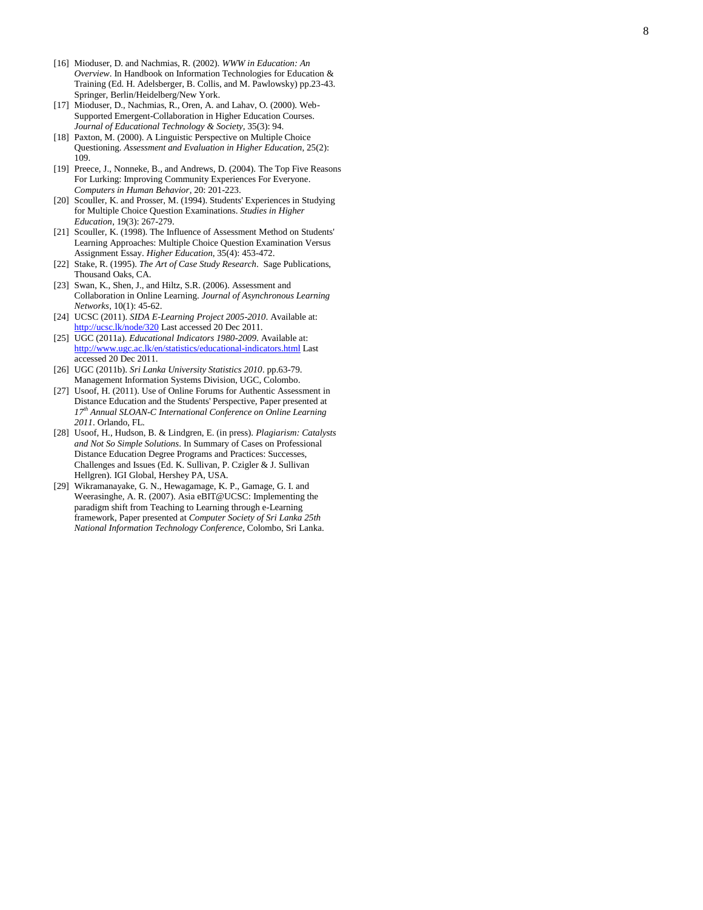[16] Mioduser, D. and Nachmias, R. (2002). *WWW in Education: An Overview*. In Handbook on Information Technologies for Education & Training (Ed. H. Adelsberger, B. Collis, and M. Pawlowsky) pp.23-43. Springer, Berlin/Heidelberg/New York.

[17] Mioduser, D., Nachmias, R., Oren, A. and Lahav, O. (2000). Web-Supported Emergent-Collaboration in Higher Education Courses. *Journal of Educational Technology & Society*, 35(3): 94.

[18] Paxton, M. (2000). A Linguistic Perspective on Multiple Choice Questioning. *Assessment and Evaluation in Higher Education*, 25(2): 109.

[19] Preece, J., Nonneke, B., and Andrews, D. (2004). The Top Five Reasons For Lurking: Improving Community Experiences For Everyone. *Computers in Human Behavior*, 20: 201-223.

[20] Scouller, K. and Prosser, M. (1994). Students' Experiences in Studying for Multiple Choice Question Examinations. *Studies in Higher Education*, 19(3): 267-279.

[21] Scouller, K. (1998). The Influence of Assessment Method on Students' Learning Approaches: Multiple Choice Question Examination Versus Assignment Essay. *Higher Education*, 35(4): 453-472.

[22] Stake, R. (1995). *The Art of Case Study Research*. Sage Publications, Thousand Oaks, CA.

[23] Swan, K., Shen, J., and Hiltz, S.R. (2006). Assessment and Collaboration in Online Learning. *Journal of Asynchronous Learning Networks*, 10(1): 45-62.

[24] UCSC (2011). *SIDA E-Learning Project 2005-2010*. Available at: http://ucsc.lk/node/320 Last accessed 20 Dec 2011.

[25] UGC (2011a). *Educational Indicators 1980-2009*. Available at: http://www.ugc.ac.lk/en/statistics/educational-indicators.html Last accessed 20 Dec 2011.

[26] UGC (2011b). *Sri Lanka University Statistics 2010*. pp.63-79. Management Information Systems Division, UGC, Colombo.

[27] Usoof, H. (2011). Use of Online Forums for Authentic Assessment in Distance Education and the Students' Perspective, Paper presented at *17th Annual SLOAN-C International Conference on Online Learning 2011*. Orlando, FL.

[28] Usoof, H., Hudson, B. & Lindgren, E. (in press). *Plagiarism: Catalysts and Not So Simple Solutions*. In Summary of Cases on Professional Distance Education Degree Programs and Practices: Successes, Challenges and Issues (Ed. K. Sullivan, P. Czigler & J. Sullivan Hellgren). IGI Global, Hershey PA, USA.

[29] Wikramanayake, G. N., Hewagamage, K. P., Gamage, G. I. and Weerasinghe, A. R. (2007). Asia eBIT@UCSC: Implementing the paradigm shift from Teaching to Learning through e-Learning framework, Paper presented at *Computer Society of Sri Lanka 25th National Information Technology Conference*, Colombo, Sri Lanka.